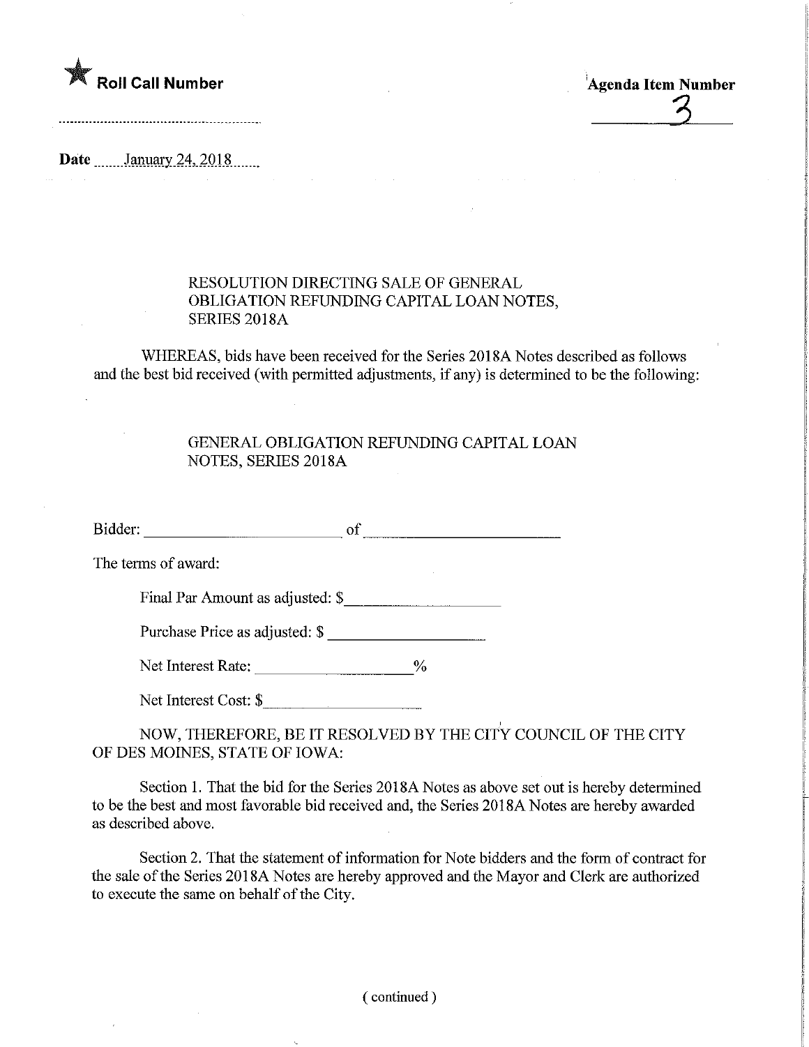★ **Roll Call Number**

.............................................................

**Agenda Item Number**

3

**Date** ........January 24, 2018........

RESOLUTION DIRECTING SALE OF GENERAL OBLIGATION REFUNDING CAPITAL LOAN NOTES, SERIES 2018A

WHEREAS, bids have been received for the Series 2018A Notes described as follows and the best bid received (with permitted adjustments, if any) is determined to be the following:

GENERAL OBLIGATION REFUNDING CAPITAL LOAN NOTES, SERIES 2018A

Bidder: ________________________ of ________________________

The terms of award:

Final Par Amount as adjusted: $____________________

Purchase Price as adjusted: $ ____________________

Net Interest Rate: ____________________%

Net Interest Cost: $____________________

NOW, THEREFORE, BE IT RESOLVED BY THE CITY COUNCIL OF THE CITY OF DES MOINES, STATE OF IOWA:

Section 1. That the bid for the Series 2018A Notes as above set out is hereby determined to be the best and most favorable bid received and, the Series 2018A Notes are hereby awarded as described above.

Section 2. That the statement of information for Note bidders and the form of contract for the sale of the Series 2018A Notes are hereby approved and the Mayor and Clerk are authorized to execute the same on behalf of the City.

( continued )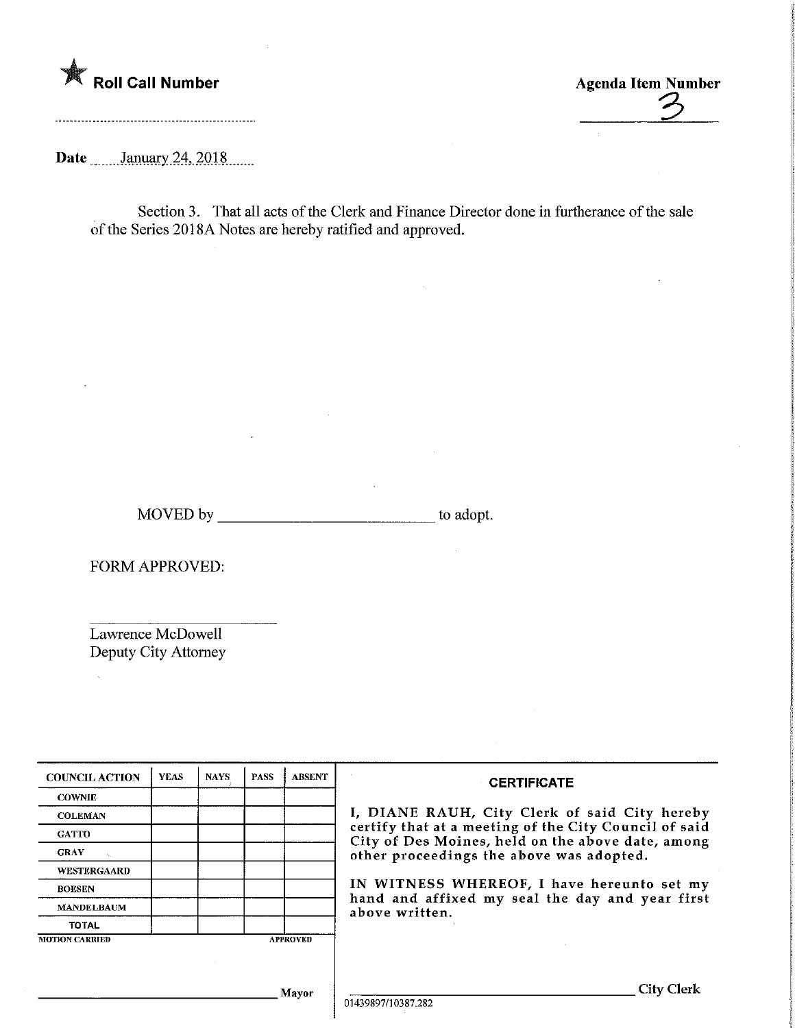★ **Roll Call Number**

**Agenda Item Number**
3

**Date** January 24, 2018

Section 3. That all acts of the Clerk and Finance Director done in furtherance of the sale of the Series 2018A Notes are hereby ratified and approved.

MOVED by ____________________________ to adopt.

FORM APPROVED:

______________________
Lawrence McDowell
Deputy City Attorney

| COUNCIL ACTION | YEAS | NAYS | PASS | ABSENT |
| --- | --- | --- | --- | --- |
| COWNIE | | | | |
| COLEMAN | | | | |
| GATTO | | | | |
| GRAY | | | | |
| WESTERGAARD | | | | |
| BOESEN | | | | |
| MANDELBAUM | | | | |
| TOTAL | | | | |

MOTION CARRIED APPROVED

______________________________ Mayor

**CERTIFICATE**

I, DIANE RAUH, City Clerk of said City hereby certify that at a meeting of the City Council of said City of Des Moines, held on the above date, among other proceedings the above was adopted.

IN WITNESS WHEREOF, I have hereunto set my hand and affixed my seal the day and year first above written.

______________________________ City Clerk

01439897/10387.282